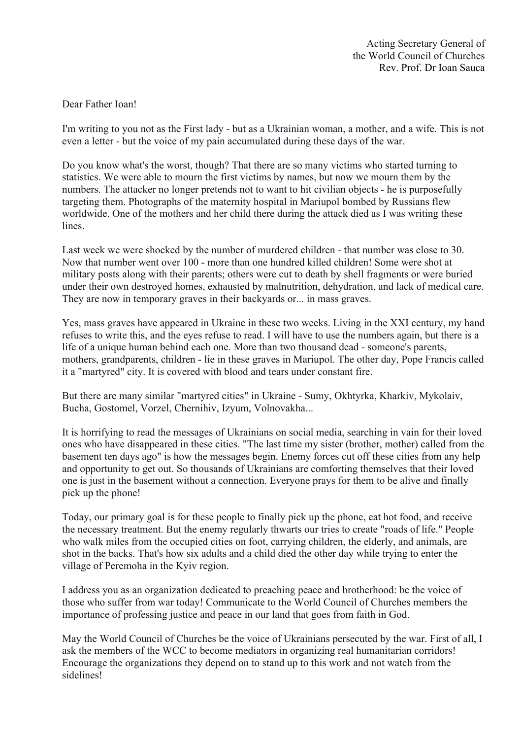Acting Secretary General of
the World Council of Churches
Rev. Prof. Dr Ioan Sauca

Dear Father Ioan!

I'm writing to you not as the First lady - but as a Ukrainian woman, a mother, and a wife. This is not even a letter - but the voice of my pain accumulated during these days of the war.

Do you know what's the worst, though? That there are so many victims who started turning to statistics. We were able to mourn the first victims by names, but now we mourn them by the numbers. The attacker no longer pretends not to want to hit civilian objects - he is purposefully targeting them. Photographs of the maternity hospital in Mariupol bombed by Russians flew worldwide. One of the mothers and her child there during the attack died as I was writing these lines.

Last week we were shocked by the number of murdered children - that number was close to 30. Now that number went over 100 - more than one hundred killed children! Some were shot at military posts along with their parents; others were cut to death by shell fragments or were buried under their own destroyed homes, exhausted by malnutrition, dehydration, and lack of medical care. They are now in temporary graves in their backyards or... in mass graves.

Yes, mass graves have appeared in Ukraine in these two weeks. Living in the XXI century, my hand refuses to write this, and the eyes refuse to read. I will have to use the numbers again, but there is a life of a unique human behind each one. More than two thousand dead - someone's parents, mothers, grandparents, children - lie in these graves in Mariupol. The other day, Pope Francis called it a "martyred" city. It is covered with blood and tears under constant fire.

But there are many similar "martyred cities" in Ukraine - Sumy, Okhtyrka, Kharkiv, Mykolaiv, Bucha, Gostomel, Vorzel, Chernihiv, Izyum, Volnovakha...

It is horrifying to read the messages of Ukrainians on social media, searching in vain for their loved ones who have disappeared in these cities. "The last time my sister (brother, mother) called from the basement ten days ago" is how the messages begin. Enemy forces cut off these cities from any help and opportunity to get out. So thousands of Ukrainians are comforting themselves that their loved one is just in the basement without a connection. Everyone prays for them to be alive and finally pick up the phone!

Today, our primary goal is for these people to finally pick up the phone, eat hot food, and receive the necessary treatment. But the enemy regularly thwarts our tries to create "roads of life." People who walk miles from the occupied cities on foot, carrying children, the elderly, and animals, are shot in the backs. That's how six adults and a child died the other day while trying to enter the village of Peremoha in the Kyiv region.

I address you as an organization dedicated to preaching peace and brotherhood: be the voice of those who suffer from war today! Communicate to the World Council of Churches members the importance of professing justice and peace in our land that goes from faith in God.

May the World Council of Churches be the voice of Ukrainians persecuted by the war. First of all, I ask the members of the WCC to become mediators in organizing real humanitarian corridors! Encourage the organizations they depend on to stand up to this work and not watch from the sidelines!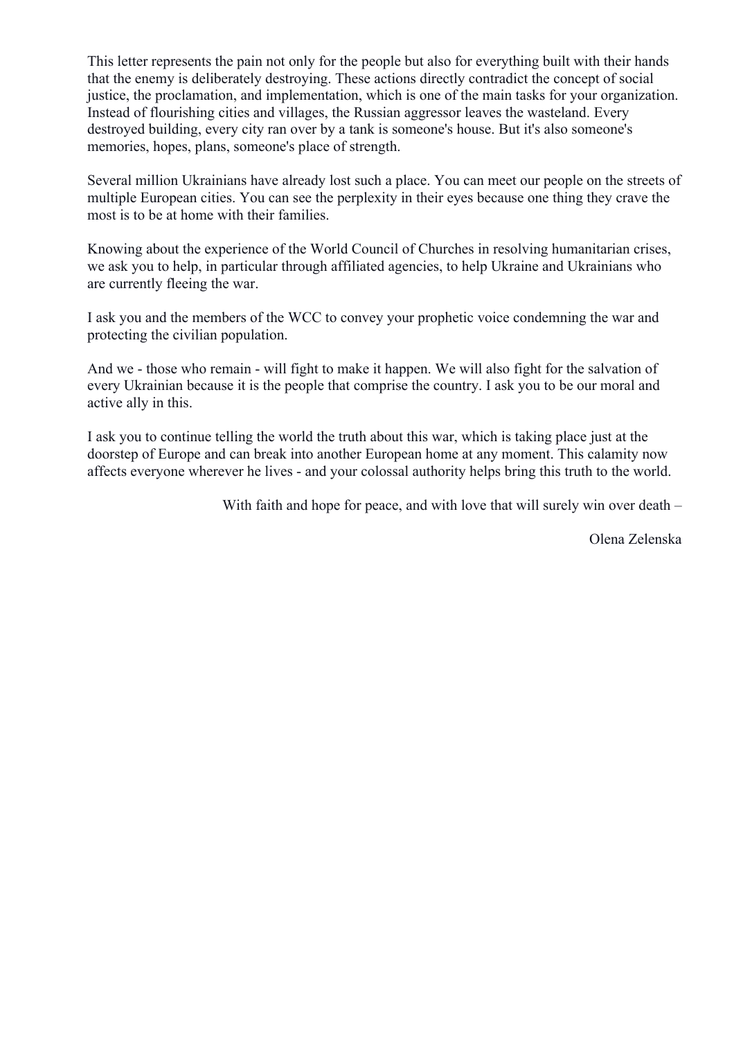This letter represents the pain not only for the people but also for everything built with their hands that the enemy is deliberately destroying. These actions directly contradict the concept of social justice, the proclamation, and implementation, which is one of the main tasks for your organization. Instead of flourishing cities and villages, the Russian aggressor leaves the wasteland. Every destroyed building, every city ran over by a tank is someone's house. But it's also someone's memories, hopes, plans, someone's place of strength.

Several million Ukrainians have already lost such a place. You can meet our people on the streets of multiple European cities. You can see the perplexity in their eyes because one thing they crave the most is to be at home with their families.

Knowing about the experience of the World Council of Churches in resolving humanitarian crises, we ask you to help, in particular through affiliated agencies, to help Ukraine and Ukrainians who are currently fleeing the war.

I ask you and the members of the WCC to convey your prophetic voice condemning the war and protecting the civilian population.

And we - those who remain - will fight to make it happen. We will also fight for the salvation of every Ukrainian because it is the people that comprise the country. I ask you to be our moral and active ally in this.

I ask you to continue telling the world the truth about this war, which is taking place just at the doorstep of Europe and can break into another European home at any moment. This calamity now affects everyone wherever he lives - and your colossal authority helps bring this truth to the world.

With faith and hope for peace, and with love that will surely win over death –

Olena Zelenska